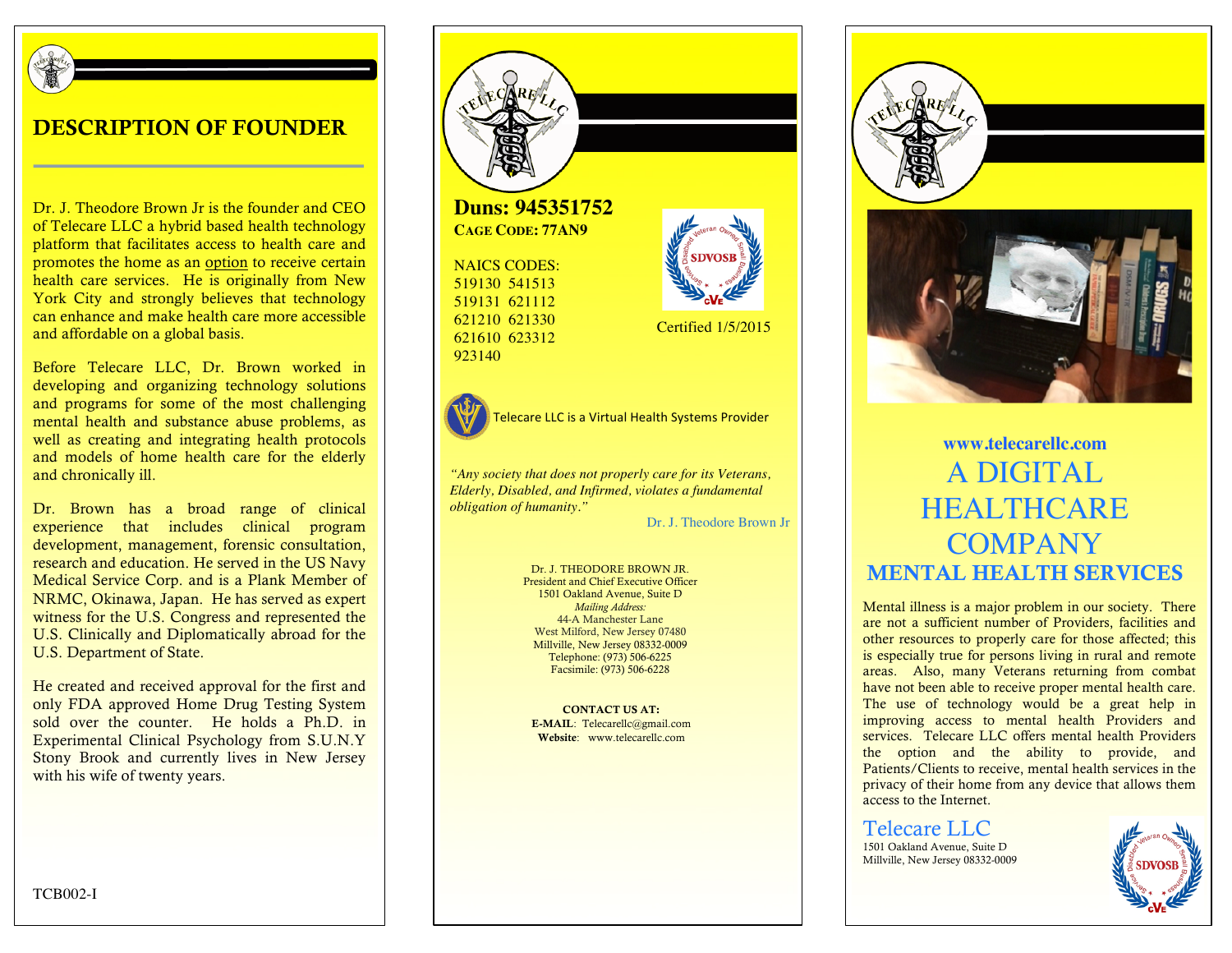## DESCRIPTION OF FOUNDER

Dr. J. Theodore Brown Jr is the founder and CEO of Telecare LLC a hybrid based health technology platform that facilitates access to health care and promotes the home as an option to receive certain health care services. He is originally from New York City and strongly believes that technology can enhance and make health care more accessible and affordable on a global basis.

Before Telecare LLC, Dr. Brown worked in developing and organizing technology solutions and programs for some of the most challenging mental health and substance abuse problems, as well as creating and integrating health protocols and models of home health care for the elderly and chronically ill.

Dr. Brown has a broad range of clinical experience that includes clinical program development, management, forensic consultation, research and education. He served in the US Navy Medical Service Corp. and is a Plank Member of NRMC, Okinawa, Japan. He has served as expert witness for the U.S. Congress and represented the U.S. Clinically and Diplomatically abroad for the U.S. Department of State.

He created and received approval for the first and only FDA approved Home Drug Testing System sold over the counter. He holds a Ph.D. in Experimental Clinical Psychology from S.U.N.Y Stony Brook and currently lives in New Jersey with his wife of twenty years.

TCB002-I

**Duns: 945351752**
**CAGE CODE: 77AN9**

NAICS CODES:
519130 541513
519131 621112
621210 621330
621610 623312
923140

Certified 1/5/2015

Telecare LLC is a Virtual Health Systems Provider

*"Any society that does not properly care for its Veterans, Elderly, Disabled, and Infirmed, violates a fundamental obligation of humanity."*

Dr. J. Theodore Brown Jr

Dr. J. THEODORE BROWN JR.
President and Chief Executive Officer
1501 Oakland Avenue, Suite D
*Mailing Address:*
44-A Manchester Lane
West Milford, New Jersey 07480
Millville, New Jersey 08332-0009
Telephone: (973) 506-6225
Facsimile: (973) 506-6228

**CONTACT US AT:**
**E-MAIL**: Telecarellc@gmail.com
**Website**: www.telecarellc.com

**www.telecarellc.com**

# A DIGITAL HEALTHCARE COMPANY

## MENTAL HEALTH SERVICES

Mental illness is a major problem in our society. There are not a sufficient number of Providers, facilities and other resources to properly care for those affected; this is especially true for persons living in rural and remote areas. Also, many Veterans returning from combat have not been able to receive proper mental health care. The use of technology would be a great help in improving access to mental health Providers and services. Telecare LLC offers mental health Providers the option and the ability to provide, and Patients/Clients to receive, mental health services in the privacy of their home from any device that allows them access to the Internet.

Telecare LLC
1501 Oakland Avenue, Suite D
Millville, New Jersey 08332-0009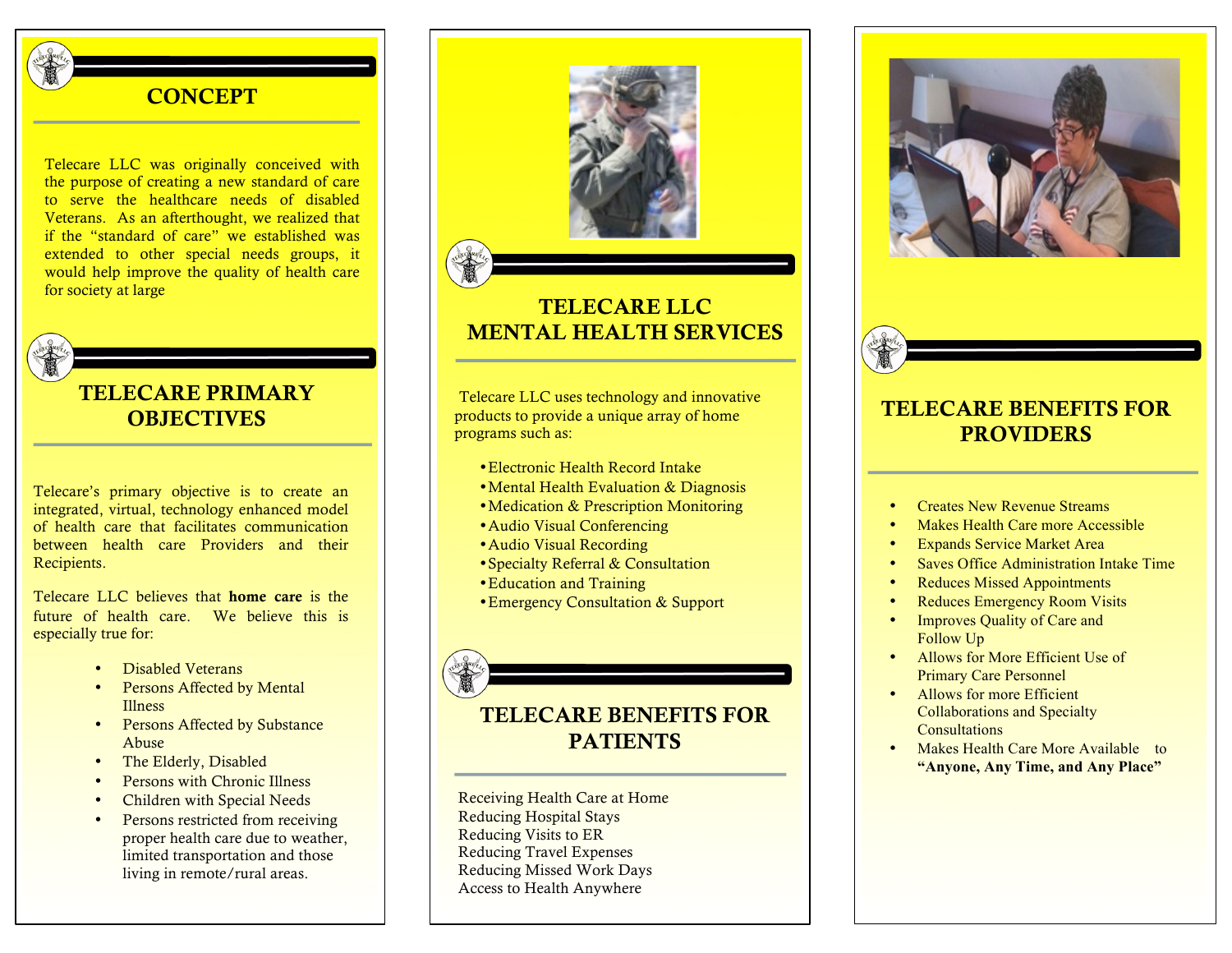## CONCEPT

Telecare LLC was originally conceived with the purpose of creating a new standard of care to serve the healthcare needs of disabled Veterans. As an afterthought, we realized that if the "standard of care" we established was extended to other special needs groups, it would help improve the quality of health care for society at large

## TELECARE PRIMARY OBJECTIVES

Telecare's primary objective is to create an integrated, virtual, technology enhanced model of health care that facilitates communication between health care Providers and their Recipients.

Telecare LLC believes that **home care** is the future of health care. We believe this is especially true for:

- Disabled Veterans
- Persons Affected by Mental Illness
- Persons Affected by Substance Abuse
- The Elderly, Disabled
- Persons with Chronic Illness
- Children with Special Needs
- Persons restricted from receiving proper health care due to weather, limited transportation and those living in remote/rural areas.

## TELECARE LLC MENTAL HEALTH SERVICES

Telecare LLC uses technology and innovative products to provide a unique array of home programs such as:

- Electronic Health Record Intake
- Mental Health Evaluation & Diagnosis
- Medication & Prescription Monitoring
- Audio Visual Conferencing
- Audio Visual Recording
- Specialty Referral & Consultation
- Education and Training
- Emergency Consultation & Support

## TELECARE BENEFITS FOR PATIENTS

Receiving Health Care at Home
Reducing Hospital Stays
Reducing Visits to ER
Reducing Travel Expenses
Reducing Missed Work Days
Access to Health Anywhere

## TELECARE BENEFITS FOR PROVIDERS

- Creates New Revenue Streams
- Makes Health Care more Accessible
- Expands Service Market Area
- Saves Office Administration Intake Time
- Reduces Missed Appointments
- Reduces Emergency Room Visits
- Improves Quality of Care and Follow Up
- Allows for More Efficient Use of Primary Care Personnel
- Allows for more Efficient Collaborations and Specialty Consultations
- Makes Health Care More Available to **"Anyone, Any Time, and Any Place"**